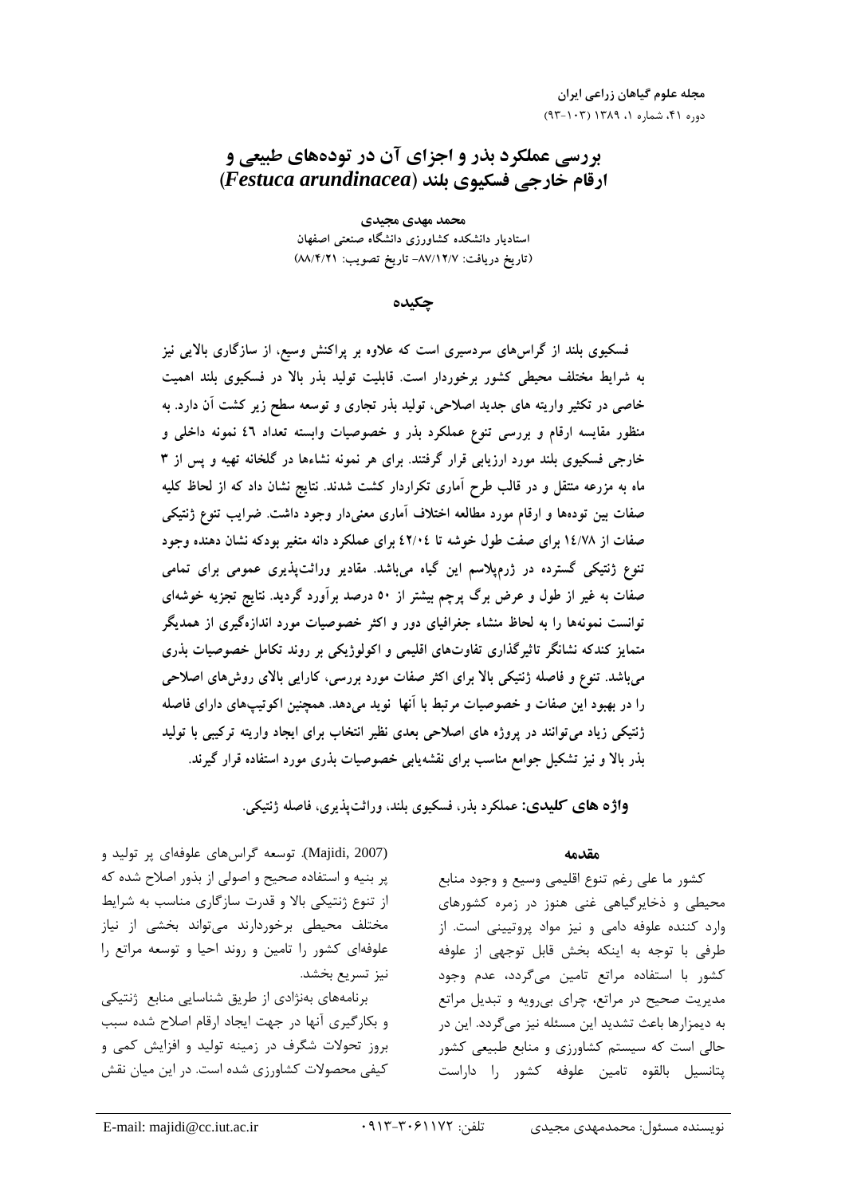# بررسی عملکرد بذر و اجزای آن در توده‌های طبیعی و ارقام خارجی فسکیوی بلند (*Festuca arundinacea*)

**محمد مهدی مجیدی**

استادیار دانشکده کشاورزی دانشگاه صنعتی اصفهان

(تاریخ دریافت: ۸۷/۱۲/۷ - تاریخ تصویب: ۸۸/۴/۲۱)

## چکیده

فسکیوی بلند از گراس‌های سردسیری است که علاوه بر پراکنش وسیع، از سازگاری بالایی نیز به شرایط مختلف محیطی کشور برخوردار است. قابلیت تولید بذر بالا در فسکیوی بلند اهمیت خاصی در تکثیر واریته های جدید اصلاحی، تولید بذر تجاری و توسعه سطح زیر کشت آن دارد. به منظور مقایسه ارقام و بررسی تنوع عملکرد بذر و خصوصیات وابسته تعداد ٤٦ نمونه داخلی و خارجی فسکیوی بلند مورد ارزیابی قرار گرفتند. برای هر نمونه نشاءها در گلخانه تهیه و پس از ۳ ماه به مزرعه منتقل و در قالب طرح آماری تکراردار کشت شدند. نتایج نشان داد که از لحاظ کلیه صفات بین توده‌ها و ارقام مورد مطالعه اختلاف آماری معنی‌دار وجود داشت. ضرایب تنوع ژنتیکی صفات از ١٤/٧٨ برای صفت طول خوشه تا ٤٢/٠٤ برای عملکرد دانه متغیر بودکه نشان دهنده وجود تنوع ژنتیکی گسترده در ژرم‌پلاسم این گیاه می‌باشد. مقادیر وراثت‌پذیری عمومی برای تمامی صفات به غیر از طول و عرض برگ پرچم بیشتر از ۵۰ درصد برآورد گردید. نتایج تجزیه خوشه‌ای توانست نمونه‌ها را به لحاظ منشاء جغرافیای دور و اکثر خصوصیات مورد اندازه‌گیری از همدیگر متمایز کندکه نشانگر تاثیرگذاری تفاوت‌های اقلیمی و اکولوژیکی بر روند تکامل خصوصیات بذری می‌باشد. تنوع و فاصله ژنتیکی بالا برای اکثر صفات مورد بررسی، کارایی بالای روش‌های اصلاحی را در بهبود این صفات و خصوصیات مرتبط با آنها نوید می‌دهد. همچنین اکوتیپ‌های دارای فاصله ژنتیکی زیاد می‌توانند در پروژه های اصلاحی بعدی نظیر انتخاب برای ایجاد واریته ترکیبی با تولید بذر بالا و نیز تشکیل جوامع مناسب برای نقشه‌یابی خصوصیات بذری مورد استفاده قرار گیرند.

**واژه های کلیدی:** عملکرد بذر، فسکیوی بلند، وراثت‌پذیری، فاصله ژنتیکی.

## مقدمه

کشور ما علی رغم تنوع اقلیمی وسیع و وجود منابع محیطی و ذخایرگیاهی غنی هنوز در زمره کشورهای وارد کننده علوفه دامی و نیز مواد پروتیینی است. از طرفی با توجه به اینکه بخش قابل توجهی از علوفه کشور با استفاده مراتع تامین می‌گردد، عدم وجود مدیریت صحیح در مراتع، چرای بی‌رویه و تبدیل مراتع به دیمزارها باعث تشدید این مسئله نیز می‌گردد. این در حالی است که سیستم کشاورزی و منابع طبیعی کشور پتانسیل بالقوه تامین علوفه کشور را داراست (Majidi, 2007). توسعه گراس‌های علوفه‌ای پر تولید و پر بنیه و استفاده صحیح و اصولی از بذور اصلاح شده که از تنوع ژنتیکی بالا و قدرت سازگاری مناسب به شرایط مختلف محیطی برخوردارند می‌تواند بخشی از نیاز علوفه‌ای کشور را تامین و روند احیا و توسعه مراتع را نیز تسریع بخشد.

برنامه‌های به‌نژادی از طریق شناسایی منابع ژنتیکی و بکارگیری آنها در جهت ایجاد ارقام اصلاح شده سبب بروز تحولات شگرف در زمینه تولید و افزایش کمی و کیفی محصولات کشاورزی شده است. در این میان نقش

نویسنده مسئول: محمدمهدی مجیدی تلفن: ۰۹۱۳-۳۰۶۱۱۷۲ E-mail: majidi@cc.iut.ac.ir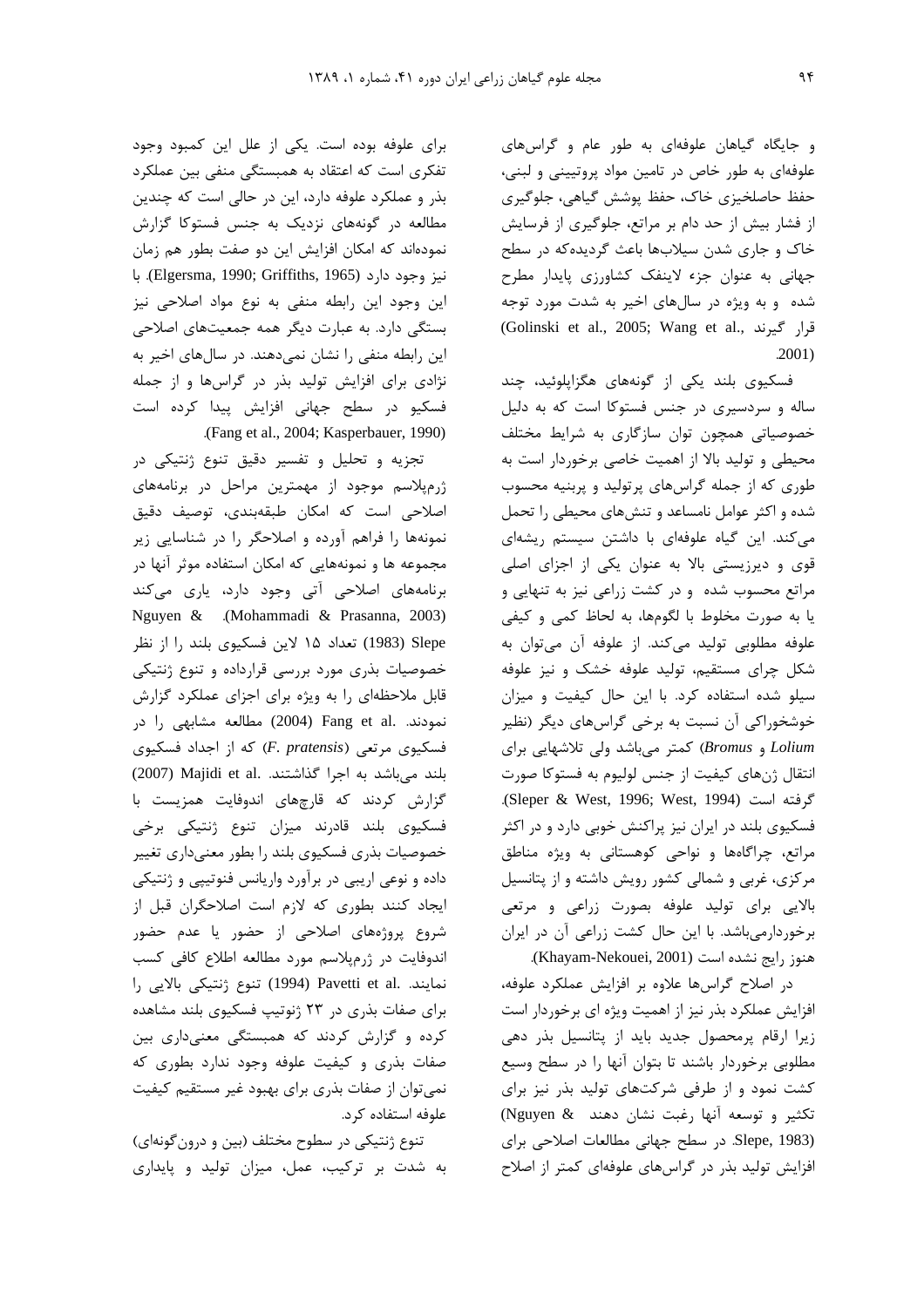و جایگاه گیاهان علوفه‌ای به طور عام و گراس‌های علوفه‌ای به طور خاص در تامین مواد پروتیینی و لبنی، حفظ حاصلخیزی خاک، حفظ پوشش گیاهی، جلوگیری از فشار بیش از حد دام بر مراتع، جلوگیری از فرسایش خاک و جاری شدن سیلاب‌ها باعث گردیده‌که در سطح جهانی به عنوان جزء لاینفک کشاورزی پایدار مطرح شده و به ویژه در سال‌های اخیر به شدت مورد توجه قرار گیرند (Golinski et al., 2005; Wang et al., 2001).

فسکیوی بلند یکی از گونه‌های هگزاپلوئید، چند ساله و سردسیری در جنس فستوکا است که به دلیل خصوصیاتی همچون توان سازگاری به شرایط مختلف محیطی و تولید بالا از اهمیت خاصی برخوردار است به طوری که از جمله گراس‌های پرتولید و پربنیه محسوب شده و اکثر عوامل نامساعد و تنش‌های محیطی را تحمل می‌کند. این گیاه علوفه‌ای با داشتن سیستم ریشه‌ای قوی و دیرزیستی بالا به عنوان یکی از اجزای اصلی مراتع محسوب شده و در کشت زراعی نیز به تنهایی و یا به صورت مخلوط با لگوم‌ها، به لحاظ کمی و کیفی علوفه مطلوبی تولید می‌کند. از علوفه آن می‌توان به شکل چرای مستقیم، تولید علوفه خشک و نیز علوفه سیلو شده استفاده کرد. با این حال کیفیت و میزان خوشخوراکی آن نسبت به برخی گراس‌های دیگر (نظیر *Lolium* و *Bromus*) کمتر می‌باشد ولی تلاشهایی برای انتقال ژن‌های کیفیت از جنس لولیوم به فستوکا صورت گرفته است (Sleper & West, 1996; West, 1994). فسکیوی بلند در ایران نیز پراکنش خوبی دارد و در اکثر مراتع، چراگاه‌ها و نواحی کوهستانی به ویژه مناطق مرکزی، غربی و شمالی کشور رویش داشته و از پتانسیل بالایی برای تولید علوفه بصورت زراعی و مرتعی برخوردارمی‌باشد. با این حال کشت زراعی آن در ایران هنوز رایج نشده است (Khayam-Nekouei, 2001).

در اصلاح گراس‌ها علاوه بر افزایش عملکرد علوفه، افزایش عملکرد بذر نیز از اهمیت ویژه ای برخوردار است زیرا ارقام پرمحصول جدید باید از پتانسیل بذر دهی مطلوبی برخوردار باشند تا بتوان آنها را در سطح وسیع کشت نمود و از طرفی شرکت‌های تولید بذر نیز برای تکثیر و توسعه آنها رغبت نشان دهند (Nguyen & Slepe, 1983). در سطح جهانی مطالعات اصلاحی برای افزایش تولید بذر در گراس‌های علوفه‌ای کمتر از اصلاح برای علوفه بوده است. یکی از علل این کمبود وجود تفکری است که اعتقاد به همبستگی منفی بین عملکرد بذر و عملکرد علوفه دارد، این در حالی است که چندین مطالعه در گونه‌های نزدیک به جنس فستوکا گزارش نموده‌اند که امکان افزایش این دو صفت بطور هم زمان نیز وجود دارد (Elgersma, 1990; Griffiths, 1965). با این وجود این رابطه منفی به نوع مواد اصلاحی نیز بستگی دارد. به عبارت دیگر همه جمعیت‌های اصلاحی این رابطه منفی را نشان نمی‌دهند. در سال‌های اخیر به نژادی برای افزایش تولید بذر در گراس‌ها و از جمله فسکیو در سطح جهانی افزایش پیدا کرده است (Fang et al., 2004; Kasperbauer, 1990).

تجزیه و تحلیل و تفسیر دقیق تنوع ژنتیکی در ژرم‌پلاسم موجود از مهمترین مراحل در برنامه‌های اصلاحی است که امکان طبقه‌بندی، توصیف دقیق نمونه‌ها را فراهم آورده و اصلاحگر را در شناسایی زیر مجموعه ها و نمونه‌هایی که امکان استفاده موثر آنها در برنامه‌های اصلاحی آتی وجود دارد، یاری می‌کند (Mohammadi & Prasanna, 2003). Nguyen & Slepe (1983) تعداد ۱۵ لاین فسکیوی بلند را از نظر خصوصیات بذری مورد بررسی قرارداده و تنوع ژنتیکی قابل ملاحظه‌ای را به ویژه برای اجزای عملکرد گزارش نمودند. Fang et al. (2004) مطالعه مشابهی را در فسکیوی مرتعی (*F. pratensis*) که از اجداد فسکیوی بلند می‌باشد به اجرا گذاشتند. Majidi et al. (2007) گزارش کردند که قارچهای اندوفایت همزیست با فسکیوی بلند قادرند میزان تنوع ژنتیکی برخی خصوصیات بذری فسکیوی بلند را بطور معنی‌داری تغییر داده و نوعی اریبی در برآورد واریانس فنوتیپی و ژنتیکی ایجاد کنند بطوری که لازم است اصلاحگران قبل از شروع پروژه‌های اصلاحی از حضور یا عدم حضور اندوفایت در ژرم‌پلاسم مورد مطالعه اطلاع کافی کسب نمایند. Pavetti et al. (1994) تنوع ژنتیکی بالایی را برای صفات بذری در ۲۳ ژنوتیپ فسکیوی بلند مشاهده کرده و گزارش کردند که همبستگی معنی‌داری بین صفات بذری و کیفیت علوفه وجود ندارد بطوری که نمی‌توان از صفات بذری برای بهبود غیر مستقیم کیفیت علوفه استفاده کرد.

تنوع ژنتیکی در سطوح مختلف (بین و درون‌گونه‌ای) به شدت بر ترکیب، عمل، میزان تولید و پایداری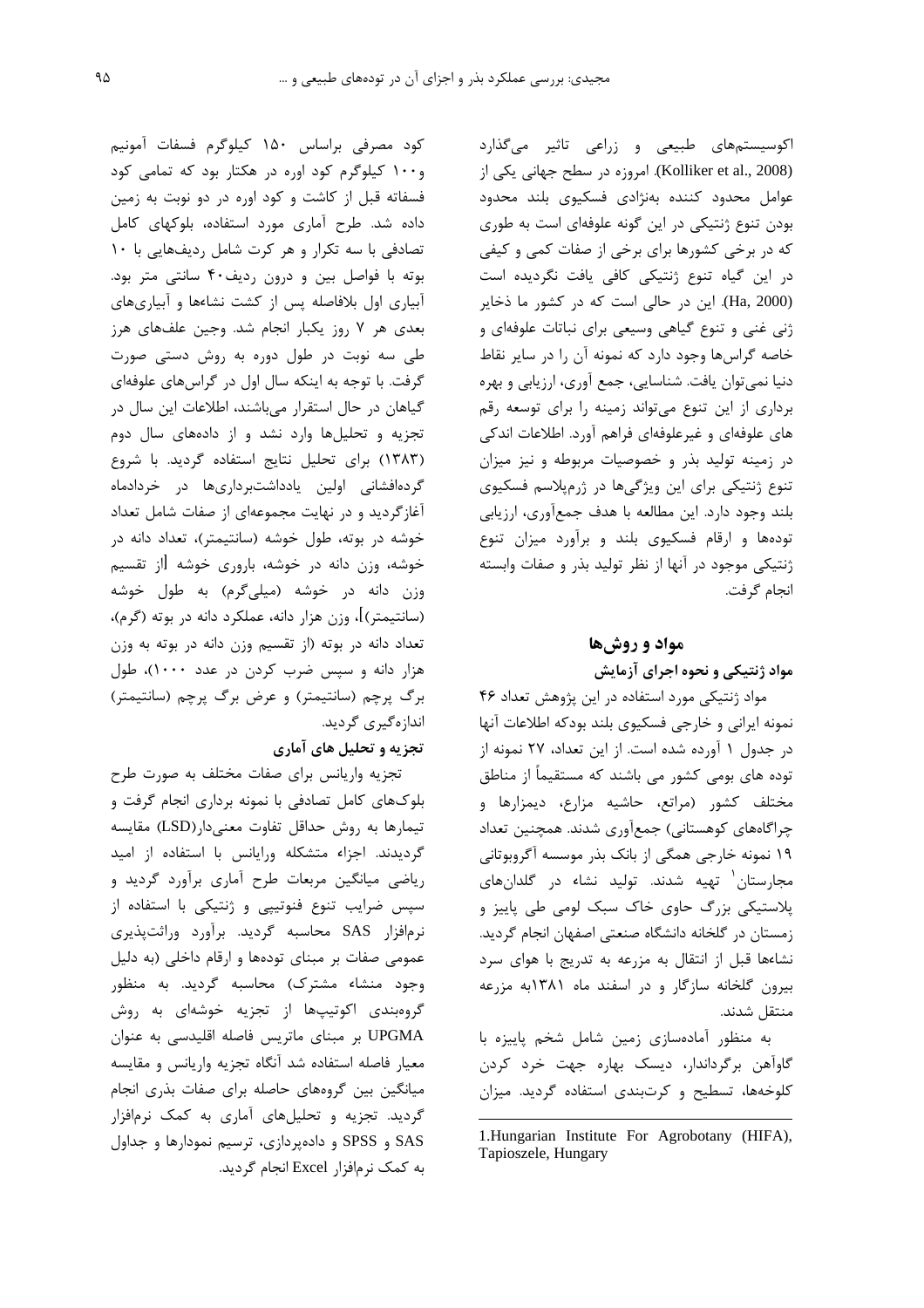اکوسیستم‌های طبیعی و زراعی تاثیر می‌گذارد (Kolliker et al., 2008). امروزه در سطح جهانی یکی از عوامل محدود کننده به‌نژادی فسکیوی بلند محدود بودن تنوع ژنتیکی در این گونه علوفه‌ای است به طوری که در برخی کشورها برای برخی از صفات کمی و کیفی در این گیاه تنوع ژنتیکی کافی یافت نگردیده است (Ha, 2000). این در حالی است که در کشور ما ذخایر ژنی غنی و تنوع گیاهی وسیعی برای نباتات علوفه‌ای و خاصه گراس‌ها وجود دارد که نمونه آن را در سایر نقاط دنیا نمی‌توان یافت. شناسایی، جمع آوری، ارزیابی و بهره برداری از این تنوع می‌تواند زمینه را برای توسعه رقم های علوفه‌ای و غیرعلوفه‌ای فراهم آورد. اطلاعات اندکی در زمینه تولید بذر و خصوصیات مربوطه و نیز میزان تنوع ژنتیکی برای این ویژگی‌ها در ژرم‌پلاسم فسکیوی بلند وجود دارد. این مطالعه با هدف جمع‌آوری، ارزیابی توده‌ها و ارقام فسکیوی بلند و برآورد میزان تنوع ژنتیکی موجود در آنها از نظر تولید بذر و صفات وابسته انجام گرفت.

## مواد و روش‌ها

### مواد ژنتیکی و نحوه اجرای آزمایش

مواد ژنتیکی مورد استفاده در این پژوهش تعداد ۴۶ نمونه ایرانی و خارجی فسکیوی بلند بودکه اطلاعات آنها در جدول ۱ آورده شده است. از این تعداد، ۲۷ نمونه از توده های بومی کشور می باشند که مستقیماً از مناطق مختلف کشور (مراتع، حاشیه مزارع، دیمزارها و چراگاه‌های کوهستانی) جمع‌آوری شدند. همچنین تعداد ۱۹ نمونه خارجی همگی از بانک بذر موسسه آگروبوتانی مجارستان[1] تهیه شدند. تولید نشاء در گلدان‌های پلاستیکی بزرگ حاوی خاک سبک لومی طی پاییز و زمستان در گلخانه دانشگاه صنعتی اصفهان انجام گردید. نشاءها قبل از انتقال به مزرعه به تدریج با هوای سرد بیرون گلخانه سازگار و در اسفند ماه ۱۳۸۱به مزرعه منتقل شدند.

به منظور آماده‌سازی زمین شامل شخم پاییزه با گاوآهن برگرداندار، دیسک بهاره جهت خرد کردن کلوخه‌ها، تسطیح و کرت‌بندی استفاده گردید. میزان کود مصرفی براساس ۱۵۰ کیلوگرم فسفات آمونیم و۱۰۰ کیلوگرم کود اوره در هکتار بود که تمامی کود فسفاته قبل از کاشت و کود اوره در دو نوبت به زمین داده شد. طرح آماری مورد استفاده، بلوکهای کامل تصادفی با سه تکرار و هر کرت شامل ردیف‌هایی با ۱۰ بوته با فواصل بین و درون ردیف۴۰ سانتی متر بود. آبیاری اول بلافاصله پس از کشت نشاءها و آبیاری‌های بعدی هر ۷ روز یکبار انجام شد. وجین علف‌های هرز طی سه نوبت در طول دوره به روش دستی صورت گرفت. با توجه به اینکه سال اول در گراس‌های علوفه‌ای گیاهان در حال استقرار می‌باشند، اطلاعات این سال در تجزیه و تحلیل‌ها وارد نشد و از داده‌های سال دوم (۱۳۸۳) برای تحلیل نتایج استفاده گردید. با شروع گرده‌افشانی اولین یادداشت‌برداری‌ها در خردادماه آغازگردید و در نهایت مجموعه‌ای از صفات شامل تعداد خوشه در بوته، طول خوشه (سانتیمتر)، تعداد دانه در خوشه، وزن دانه در خوشه، باروری خوشه [از تقسیم وزن دانه در خوشه (میلی‌گرم) به طول خوشه (سانتیمتر)]، وزن هزار دانه، عملکرد دانه در بوته (گرم)، تعداد دانه در بوته (از تقسیم وزن دانه در بوته به وزن هزار دانه و سپس ضرب کردن در عدد ۱۰۰۰)، طول برگ پرچم (سانتیمتر) و عرض برگ پرچم (سانتیمتر) اندازه‌گیری گردید.

### تجزیه و تحلیل های آماری

تجزیه واریانس برای صفات مختلف به صورت طرح بلوک‌های کامل تصادفی با نمونه برداری انجام گرفت و تیمارها به روش حداقل تفاوت معنی‌دار(LSD) مقایسه گردیدند. اجزاء متشکله واریانس با استفاده از امید ریاضی میانگین مربعات طرح آماری برآورد گردید و سپس ضرایب تنوع فنوتیپی و ژنتیکی با استفاده از نرم‌افزار SAS محاسبه گردید. برآورد وراثت‌پذیری عمومی صفات بر مبنای توده‌ها و ارقام داخلی (به دلیل وجود منشاء مشترک) محاسبه گردید. به منظور گروه‌بندی اکوتیپ‌ها از تجزیه خوشه‌ای به روش UPGMA بر مبنای ماتریس فاصله اقلیدسی به عنوان معیار فاصله استفاده شد آنگاه تجزیه واریانس و مقایسه میانگین بین گروه‌های حاصله برای صفات بذری انجام گردید. تجزیه و تحلیل‌های آماری به کمک نرم‌افزار SAS و SPSS و داده‌پردازی، ترسیم نمودارها و جداول به کمک نرم‌افزار Excel انجام گردید.

---

1.Hungarian Institute For Agrobotany (HIFA), Tapioszele, Hungary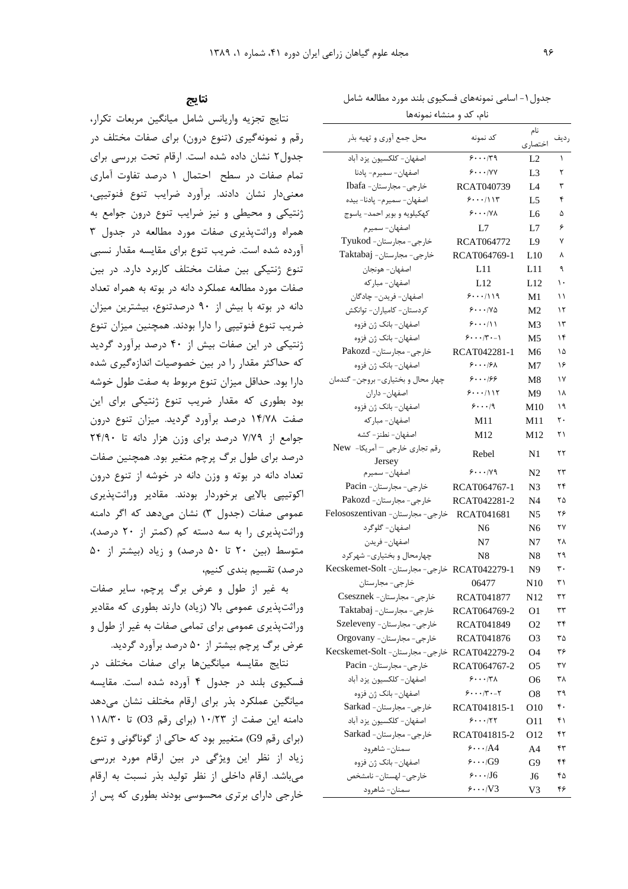جدول ۱- اسامی نمونه‌های فسکیوی بلند مورد مطالعه شامل نام، کد و منشاء نمونه‌ها

| ردیف | نام اختصاری | کد نمونه | محل جمع آوری و تهیه بذر |
|---|---|---|---|
| ۱ | L2 | ۶۰۰۰/۳۹ | اصفهان- کلکسیون یزد آباد |
| ۲ | L3 | ۶۰۰۰/۷۷ | اصفهان- سمیرم- پادنا |
| ۳ | L4 | RCAT040739 | خارجی- مجارستان- Ibafa |
| ۴ | L5 | ۶۰۰۰/۱۱۳ | اصفهان- سمیرم- پادنا- بیده |
| ۵ | L6 | ۶۰۰۰/۷۸ | کهکیلویه و بویر احمد- یاسوج |
| ۶ | L7 | L7 | اصفهان- سمیرم |
| ۷ | L9 | RCAT064772 | خارجی- مجارستان- Tyukod |
| ۸ | L10 | RCAT064769-1 | خارجی- مجارستان- Taktabaj |
| ۹ | L11 | L11 | اصفهان- هونجان |
| ۱۰ | L12 | L12 | اصفهان- مبارکه |
| ۱۱ | M1 | ۶۰۰۰/۱۱۹ | اصفهان- فریدن- چادگان |
| ۱۲ | M2 | ۶۰۰۰/۷۵ | کردستان- کامیاران- توانکش |
| ۱۳ | M3 | ۶۰۰۰/۱۱ | اصفهان- بانک ژن فزوه |
| ۱۴ | M5 | ۶۰۰۰/۳۰-۱ | اصفهان- بانک ژن فزوه |
| ۱۵ | M6 | RCAT042281-1 | خارجی- مجارستان- Pakozd |
| ۱۶ | M7 | ۶۰۰۰/۶۸ | اصفهان- بانک ژن فزوه |
| ۱۷ | M8 | ۶۰۰۰/۶۶ | چهار محال و بختیاری- بروجن- گندمان |
| ۱۸ | M9 | ۶۰۰۰/۱۱۲ | اصفهان- داران |
| ۱۹ | M10 | ۶۰۰۰/۹ | اصفهان- بانک ژن فزوه |
| ۲۰ | M11 | M11 | اصفهان- مبارکه |
| ۲۱ | M12 | M12 | اصفهان- نطنز- کشه |
| ۲۲ | N1 | Rebel | رقم تجاری خارجی – آمریکا- New Jersey |
| ۲۳ | N2 | ۶۰۰۰/۷۹ | اصفهان- سمیرم |
| ۲۴ | N3 | RCAT064767-1 | خارجی- مجارستان- Pacin |
| ۲۵ | N4 | RCAT042281-2 | خارجی- مجارستان- Pakozd |
| ۲۶ | N5 | RCAT041681 | خارجی- مجارستان- Felososzentivan |
| ۲۷ | N6 | N6 | اصفهان- گلوگرد |
| ۲۸ | N7 | N7 | اصفهان- فریدن |
| ۲۹ | N8 | N8 | چهارمحال و بختیاری- شهرکرد |
| ۳۰ | N9 | RCAT042279-1 | خارجی- مجارستان- Kecskemet-Solt |
| ۳۱ | N10 | 06477 | خارجی- مجارستان |
| ۳۲ | N12 | RCAT041877 | خارجی- مجارستان- Csesznek |
| ۳۳ | O1 | RCAT064769-2 | خارجی- مجارستان- Taktabaj |
| ۳۴ | O2 | RCAT041849 | خارجی- مجارستان- Szeleveny |
| ۳۵ | O3 | RCAT041876 | خارجی- مجارستان- Orgovany |
| ۳۶ | O4 | RCAT042279-2 | خارجی- مجارستان- Kecskemet-Solt |
| ۳۷ | O5 | RCAT064767-2 | خارجی- مجارستان- Pacin |
| ۳۸ | O6 | ۶۰۰۰/۳۸ | اصفهان- کلکسیون یزد آباد |
| ۳۹ | O8 | ۶۰۰۰/۳۰-۲ | اصفهان- بانک ژن فزوه |
| ۴۰ | O10 | RCAT041815-1 | خارجی- مجارستان- Sarkad |
| ۴۱ | O11 | ۶۰۰۰/۲۲ | اصفهان- کلکسیون یزد آباد |
| ۴۲ | O12 | RCAT041815-2 | خارجی- مجارستان- Sarkad |
| ۴۳ | A4 | ۶۰۰۰/A4 | سمنان- شاهرود |
| ۴۴ | G9 | ۶۰۰۰/G9 | اصفهان- بانک ژن فزوه |
| ۴۵ | J6 | ۶۰۰۰/J6 | خارجی- لهستان- نامشخص |
| ۴۶ | V3 | ۶۰۰۰/V3 | سمنان- شاهرود |

## نتایج

نتایج تجزیه واریانس شامل میانگین مربعات تکرار، رقم و نمونه‌گیری (تنوع درون) برای صفات مختلف در جدول۲ نشان داده شده است. ارقام تحت بررسی برای تمام صفات در سطح احتمال ۱ درصد تفاوت آماری معنی‌دار نشان دادند. برآورد ضرایب تنوع فنوتیپی، ژنتیکی و محیطی و نیز ضرایب تنوع درون جوامع به همراه وراثت‌پذیری صفات مورد مطالعه در جدول ۳ آورده شده است. ضریب تنوع برای مقایسه مقدار نسبی تنوع ژنتیکی بین صفات مختلف کاربرد دارد. در بین صفات مورد مطالعه عملکرد دانه در بوته به همراه تعداد دانه در بوته با بیش از ۹۰ درصدتنوع، بیشترین میزان ضریب تنوع فنوتیپی را دارا بودند. همچنین میزان تنوع ژنتیکی در این صفات بیش از ۴۰ درصد برآورد گردید که حداکثر مقدار را در بین خصوصیات اندازه‌گیری شده دارا بود. حداقل میزان تنوع مربوط به صفت طول خوشه بود بطوری که مقدار ضریب تنوع ژنتیکی برای این صفت ۱۴/۷۸ درصد برآورد گردید. میزان تنوع درون جوامع از ۷/۷۹ درصد برای وزن هزار دانه تا ۲۴/۹۰ درصد برای طول برگ پرچم متغیر بود. همچنین صفات تعداد دانه در بوته و وزن دانه در خوشه از تنوع درون اکوتیپی بالایی برخوردار بودند. مقادیر وراثت‌پذیری عمومی صفات (جدول ۳) نشان می‌دهد که اگر دامنه وراثت‌پذیری را به سه دسته کم (کمتر از ۲۰ درصد)، متوسط (بین ۲۰ تا ۵۰ درصد) و زیاد (بیشتر از ۵۰ درصد) تقسیم بندی کنیم،

به غیر از طول و عرض برگ پرچم، سایر صفات وراثت‌پذیری عمومی بالا (زیاد) دارند بطوری که مقادیر وراثت‌پذیری عمومی برای تمامی صفات به غیر از طول و عرض برگ پرچم بیشتر از ۵۰ درصد برآورد گردید.

نتایج مقایسه میانگین‌ها برای صفات مختلف در فسکیوی بلند در جدول ۴ آورده شده است. مقایسه میانگین عملکرد بذر برای ارقام مختلف نشان می‌دهد دامنه این صفت از ۱۰/۲۳ (برای رقم O3) تا ۱۱۸/۳۰ (برای رقم G9) متغییر بود که حاکی از گوناگونی و تنوع زیاد از نظر این ویژگی در بین ارقام مورد بررسی می‌باشد. ارقام داخلی از نظر تولید بذر نسبت به ارقام خارجی دارای برتری محسوسی بودند بطوری که پس از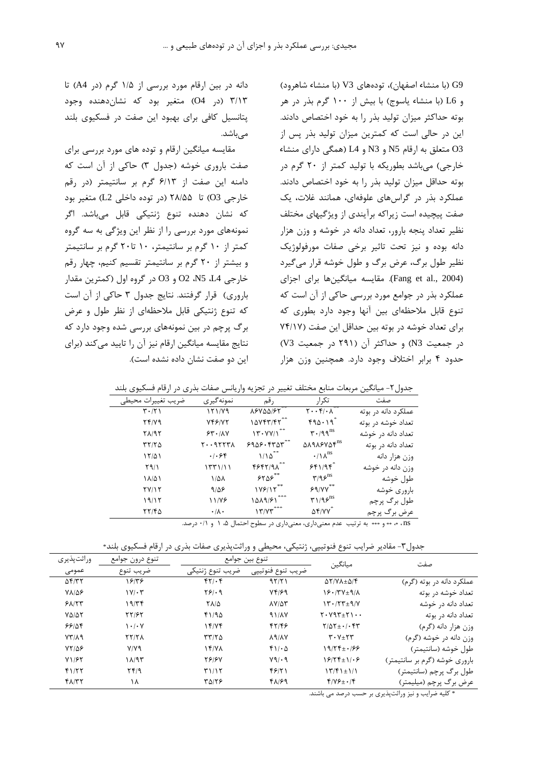G9 (با منشاء اصفهان)، توده‌های V3 (با منشاء شاهرود) و L6 (با منشاء یاسوج) با بیش از ۱۰۰ گرم بذر در هر بوته حداکثر میزان تولید بذر را به خود اختصاص دادند. این در حالی است که کمترین میزان تولید بذر پس از O3 متعلق به ارقام N5 و N3 و L4 (همگی دارای منشاء خارجی) می‌باشد بطوریکه با تولید کمتر از ۲۰ گرم در بوته حداقل میزان تولید بذر را به خود اختصاص دادند. عملکرد بذر در گراس‌های علوفه‌ای، همانند غلات، یک صفت پیچیده است زیراکه برآیندی از ویژگیهای مختلف نظیر تعداد پنجه بارور، تعداد دانه در خوشه و وزن هزار دانه بوده و نیز تحت تاثیر برخی صفات مورفولوژیک نظیر طول برگ، عرض برگ و طول خوشه قرار می‌گیرد (Fang et al., 2004). مقایسه میانگین‌ها برای اجزای عملکرد بذر در جوامع مورد بررسی حاکی از آن است که تنوع قابل ملاحظه‌ای بین آنها وجود دارد بطوری که برای تعداد خوشه در بوته بین حداقل این صفت (۷۴/۱۷ در جمعیت N3) و حداکثر آن (۲۹۱ در جمعیت V3) حدود ۴ برابر اختلاف وجود دارد. همچنین وزن هزار دانه در بین ارقام مورد بررسی از ۱/۵ گرم (در A4) تا ۳/۱۳ (در O4) متغیر بود که نشان‌دهنده وجود پتانسیل کافی برای بهبود این صفت در فسکیوی بلند می‌باشد.

مقایسه میانگین ارقام و توده های مورد بررسی برای صفت باروری خوشه (جدول ۳) حاکی از آن است که دامنه این صفت از ۶/۱۳ گرم بر سانتیمتر (در رقم خارجی O3) تا ۲۸/۵۵ (در توده داخلی L2) متغیر بود که نشان دهنده تنوع ژنتیکی قابل می‌باشد. اگر نمونه‌های مورد بررسی را از نظر این ویژگی به سه گروه کمتر از ۱۰ گرم بر سانتیمتر، ۱۰ تا۲۰ گرم بر سانتیمتر و بیشتر از ۲۰ گرم بر سانتیمتر تقسیم کنیم، چهار رقم خارجی L4، N5، O2 و O3 در گروه اول (کمترین مقدار باروری) قرار گرفتند. نتایج جدول ۳ حاکی از آن است که تنوع ژنتیکی قابل ملاحظه‌ای از نظر طول و عرض برگ پرچم در بین نمونه‌های بررسی شده وجود دارد که نتایج مقایسه میانگین ارقام نیز آن را تایید می‌کند (برای این دو صفت نشان داده نشده است).

جدول۲- میانگین مربعات منابع مختلف تغییر در تجزیه واریانس صفات بذری در ارقام فسکیوی بلند

| صفت | تکرار | رقم | نمونه‌گیری | ضریب تغییرات محیطی |
|---|---|---|---|---|
| عملکرد دانه در بوته | ۲۰۰۴/۰۸** | ۸۶۷۵۵/۶۲** | ۱۲۱/۷۹ | ۳۰/۲۱ |
| تعداد خوشه در بوته | ۴۹۵۰۱۹* | ۱۵۷۴۳/۴۲** | ۷۴۶/۷۲ | ۲۴/۷۹ |
| تعداد دانه در خوشه | ۳۰/۹۹ns | ۱۳۰۷۷/۱** | ۶۳۰/۸۷ | ۲۸/۹۲ |
| تعداد دانه در بوته | ۵۸۹۸۶۷۵۴ns | ۶۹۵۶۰۴۳۵۳** | ۲۰۰۹۲۲۳۸ | ۳۲/۲۵ |
| وزن هزار دانه | ۰/۱۸ns | ۱/۱۵** | ۰/۰۶۴ | ۱۲/۵۱ |
| وزن دانه در خوشه | ۶۴۱/۹۴* | ۴۶۴۲/۹۸** | ۱۳۳۱/۱۱ | ۲۹/۱ |
| طول خوشه | ۳/۹۶ns | ۶۲۵۶** | ۱/۵۸ | ۱۸/۵۱ |
| باروری خوشه | ۶۹/۷۷** | ۱۷۶/۱۲** | ۹/۵۶ | ۲۷/۱۲ |
| طول برگ پرچم | ۳۱/۹۶ns | ۱۵۸۹/۶۱*** | ۱۱/۷۶ | ۱۹/۱۲ |
| عرض برگ پرچم | ۵۴/۷۷* | ۱۳/۷۳*** | ۰/۸۰ | ۲۲/۴۵ |

ns، *، ** و *** به ترتیب عدم معنی‌داری، معنی‌داری در سطوح احتمال ۵، ۱ و ۰/۱ درصد.

جدول۳- مقادیر ضرایب تنوع فنوتیپی، ژنتیکی، محیطی و وراثت‌پذیری صفات بذری در ارقام فسکیوی بلند*

| صفت | میانگین | تنوع بین جوامع | | تنوع درون جوامع | وراثت‌پذیری |
|---|---|---|---|---|---|
| | | ضریب تنوع فنوتیپی | ضریب تنوع ژنتیکی | ضریب تنوع | عمومی |
| عملکرد دانه در بوته (گرم) | ۵۲/۷۸±۵/۴ | ۹۲/۲۱ | ۴۲/۰۴ | ۱۶/۳۶ | ۵۴/۳۲ |
| تعداد خوشه در بوته | ۱۶۰/۳۷±۹/۸ | ۷۴/۶۹ | ۲۶/۰۹ | ۱۷/۰۳ | ۷۸/۵۶ |
| تعداد دانه در خوشه | ۱۳۰/۲۳±۹/۷ | ۸۷/۵۳ | ۲۸/۵ | ۱۹/۳۴ | ۶۸/۲۳ |
| تعداد دانه در بوته | ۲۰۷۹۳±۲۱۰۰ | ۹۱/۸۷ | ۴۱/۹۵ | ۲۲/۶۲ | ۷۵/۵۲ |
| وزن هزار دانه (گرم) | ۲/۵۲±۰/۰۴۳ | ۴۲/۴۶ | ۱۴/۷۴ | ۱۰/۰۷ | ۶۶/۵۴ |
| وزن دانه در خوشه (گرم) | ۳۰۷±۲۳ | ۸۹/۸۷ | ۳۳/۲۵ | ۲۲/۲۸ | ۷۳/۸۹ |
| طول خوشه (سانتیمتر) | ۱۹/۲۴±۰/۶۶ | ۴۱/۰۵ | ۱۴/۷۸ | ۷/۷۹ | ۷۲/۵۶ |
| باروری خوشه (گرم بر سانتیمتر) | ۱۶/۲۴±۱/۰۶ | ۷۹/۰۹ | ۲۶/۶۷ | ۱۸/۹۳ | ۷۱/۶۲ |
| طول برگ پرچم (سانتیمتر) | ۱۳/۴۱±۱/۱ | ۴۶/۲۱ | ۳۱/۱۲ | ۲۴/۹ | ۴۱/۲۲ |
| عرض برگ پرچم (میلیمتر) | ۴/۷۶±۰/۴ | ۴۸/۶۹ | ۳۵/۲۶ | ۱۸ | ۴۸/۳۲ |

* کلیه ضرایب و نیز وراثت‌پذیری بر حسب درصد می باشند.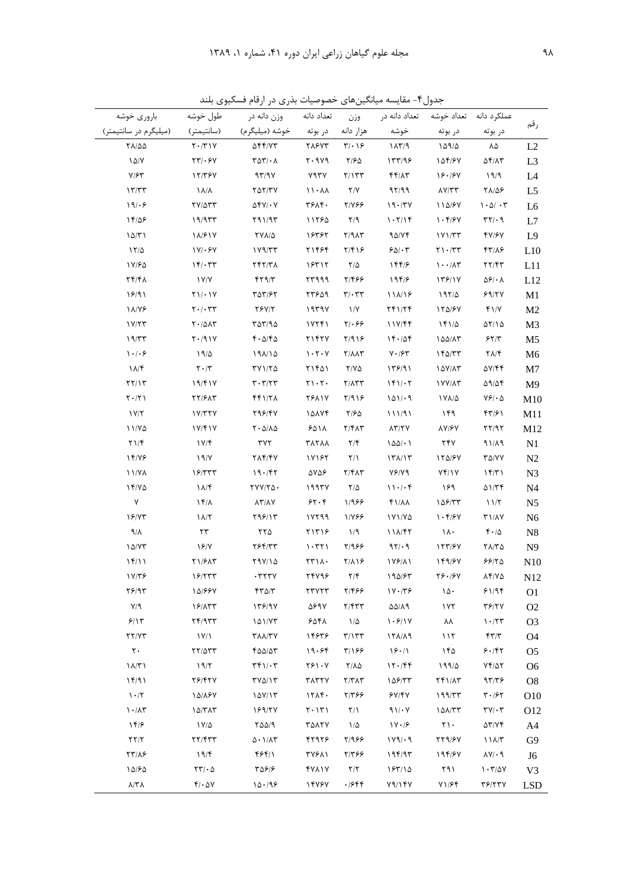جدول۴- مقایسه میانگین‌های خصوصیات بذری در ارقام فسکیوی بلند

| رقم | عملکرد دانه در بوته | تعداد خوشه در بوته | تعداد دانه در خوشه | وزن هزار دانه | تعداد دانه در بوته | وزن دانه در خوشه (میلیگرم) | طول خوشه (سانتیمتر) | باروری خوشه (میلیگرم در سانتیمتر) |
|---|---|---|---|---|---|---|---|---|
| L2 | ۸۵ | ۱۵۹/۵ | ۱۸۳/۹ | ۳/۰۱۶ | ۲۸۶۷۳ | ۵۴۴/۷۳ | ۲۰/۳۱۷ | ۲۸/۵۵ |
| L3 | ۵۴/۸۳ | ۱۵۴/۶۷ | ۱۳۳/۹۶ | ۲/۶۵ | ۲۰۹۷۹ | ۳۵۳/۰۸ | ۲۳/۰۶۷ | ۱۵/۷ |
| L4 | ۱۹/۹ | ۱۶۰/۶۷ | ۴۴/۸۳ | ۲/۱۳۳ | ۷۹۳۷ | ۹۳/۹۷ | ۱۲/۳۶۷ | ۷/۶۳ |
| L5 | ۲۸/۵۶ | ۸۷/۳۳ | ۹۲/۹۹ | ۲/۷ | ۱۱۰۸۸ | ۲۵۲/۳۷ | ۱۸/۸ | ۱۳/۳۳ |
| L6 | ۱۰۵/۰۳ | ۱۱۵/۶۷ | ۱۹۰/۳۷ | ۲/۷۶۶ | ۳۶۸۴۰ | ۵۴۷/۰۷ | ۲۷/۵۳۳ | ۱۹/۰۶ |
| L7 | ۳۲/۰۹ | ۱۰۴/۶۷ | ۱۰۲/۱۴ | ۲/۹ | ۱۱۲۶۵ | ۲۹۱/۹۳ | ۱۹/۹۳۳ | ۱۴/۵۶ |
| L9 | ۴۷/۶۷ | ۱۷۱/۳۳ | ۹۵/۷۴ | ۲/۹۸۳ | ۱۶۳۶۲ | ۲۷۸/۵ | ۱۸/۶۱۷ | ۱۵/۳۱ |
| L10 | ۴۳/۸۶ | ۲۱۰/۳۳ | ۶۵/۰۳ | ۲/۴۱۶ | ۲۱۴۶۴ | ۱۷۹/۳۳ | ۱۷/۰۶۷ | ۱۲/۵ |
| L11 | ۲۲/۴۳ | ۱۰۰/۸۳ | ۱۴۴/۶ | ۲/۵ | ۱۶۳۱۲ | ۲۴۲/۳۸ | ۱۴/۰۳۳ | ۱۷/۶۵ |
| L12 | ۵۶/۰۸ | ۱۳۶/۱۷ | ۱۹۴/۶ | ۲/۴۶۶ | ۲۳۹۹۹ | ۴۲۹/۳ | ۱۷/۷ | ۲۴/۴۸ |
| M1 | ۶۹/۲۷ | ۱۹۲/۵ | ۱۱۸/۱۶ | ۳/۰۳۳ | ۲۳۶۵۹ | ۳۵۳/۶۲ | ۲۱/۰۱۷ | ۱۶/۹۱ |
| M2 | ۴۱/۷ | ۱۲۵/۶۷ | ۲۴۱/۲۴ | ۱/۷ | ۱۹۳۹۷ | ۲۶۷/۲ | ۲۰/۰۳۳ | ۱۸/۷۶ |
| M3 | ۵۲/۱۵ | ۱۴۱/۵ | ۱۱۷/۴۴ | ۲/۰۶۶ | ۱۷۲۴۱ | ۳۵۳/۹۵ | ۲۰/۵۸۳ | ۱۷/۲۳ |
| M5 | ۶۲/۳ | ۱۵۵/۸۳ | ۱۴۰/۵۴ | ۲/۹۱۶ | ۲۱۴۲۷ | ۴۰۵/۴۵ | ۲۰/۹۱۷ | ۱۹/۳۳ |
| M6 | ۲۸/۴ | ۱۴۵/۳۳ | ۷۰/۶۳ | ۲/۸۸۳ | ۱۰۲۰۷ | ۱۹۸/۱۵ | ۱۹/۵ | ۱۰/۰۶ |
| M7 | ۵۷/۴۴ | ۱۵۷/۸۳ | ۱۳۶/۹۱ | ۲/۷۵ | ۲۱۴۵۱ | ۳۷۱/۲۵ | ۲۰/۳ | ۱۸/۴ |
| M9 | ۵۹/۵۴ | ۱۷۷/۸۳ | ۱۴۱/۰۲ | ۲/۸۳۳ | ۲۱۰۲۰ | ۳۰۳/۲۳ | ۱۹/۴۱۷ | ۲۲/۱۳ |
| M10 | ۷۶/۰۵ | ۱۷۸/۵ | ۱۵۱/۰۹ | ۲/۹۱۶ | ۲۶۸۱۷ | ۴۴۱/۲۸ | ۲۲/۶۸۳ | ۲۰/۲۱ |
| M11 | ۴۳/۶۱ | ۱۴۹ | ۱۱۱/۹۱ | ۲/۶۵ | ۱۵۸۷۴ | ۲۹۶/۴۷ | ۱۷/۳۲۷ | ۱۷/۲ |
| M12 | ۲۲/۹۲ | ۸۷/۶۷ | ۸۳/۲۷ | ۲/۴۸۳ | ۶۵۱۸ | ۲۰۵/۸۵ | ۱۷/۴۱۷ | ۱۱/۷۵ |
| N1 | ۹۱/۸۹ | ۲۴۷ | ۱۵۵/۰۱ | ۲/۴ | ۳۸۲۸۸ | ۳۷۲ | ۱۷/۴ | ۲۱/۴ |
| N2 | ۳۵/۷۷ | ۱۲۵/۶۷ | ۱۳۸/۱۳ | ۲/۱ | ۱۷۱۶۲ | ۲۸۴/۴۷ | ۱۹/۷ | ۱۴/۷۶ |
| N3 | ۱۴/۳۱ | ۷۴/۱۷ | ۷۶/۷۹ | ۲/۴۸۳ | ۵۷۵۶ | ۱۹۰/۴۲ | ۱۶/۳۳۳ | ۱۱/۷۸ |
| N4 | ۵۱/۳۴ | ۱۶۹ | ۱۱۰/۰۴ | ۲/۵ | ۱۹۹۳۷ | ۲۷۷/۲۵۰ | ۱۸/۴ | ۱۴/۷۵ |
| N5 | ۱۱/۲ | ۱۵۶/۳۳ | ۴۱/۸۸ | ۱/۹۶۶ | ۶۲۰۴ | ۸۳/۸۷ | ۱۴/۸ | ۷ |
| N6 | ۳۱/۸۷ | ۱۰۴/۶۷ | ۱۷۱/۷۵ | ۱/۷۶۶ | ۱۷۲۹۹ | ۲۹۶/۱۳ | ۱۸/۲ | ۱۶/۷۳ |
| N8 | ۴۰/۵ | ۱۸۰ | ۱۱۸/۴۲ | ۱/۹ | ۲۱۳۱۶ | ۲۲۵ | ۲۳ | ۹/۸ |
| N9 | ۲۸/۳۵ | ۱۲۳/۶۷ | ۹۲/۰۹ | ۲/۹۶۶ | ۱۰۳۲۱ | ۲۶۴/۳۳ | ۱۶/۷ | ۱۵/۷۳ |
| N10 | ۶۶/۲۵ | ۱۴۹/۶۷ | ۱۷۶/۸۱ | ۲/۸۱۶ | ۲۳۱۸۰ | ۲۹۷/۱۵ | ۲۱/۶۸۳ | ۱۴/۱۱ |
| N12 | ۸۴/۷۵ | ۲۶۰/۶۷ | ۱۹۵/۶۳ | ۲/۴ | ۲۴۷۹۶ | ۰۳۳۷ | ۱۶/۲۳۳ | ۱۷/۳۶ |
| O1 | ۶۱/۹۴ | ۱۵۰ | ۱۷۰/۳۶ | ۲/۴۶۶ | ۲۳۷۲۳ | ۴۳۵/۳ | ۱۵/۶۶۷ | ۲۶/۹۳ |
| O2 | ۳۶/۲۷ | ۱۷۲ | ۵۵/۸۹ | ۲/۴۳۳ | ۵۶۹۷ | ۱۳۶/۹۷ | ۱۶/۸۳۳ | ۷/۹ |
| O3 | ۱۰/۲۳ | ۸۸ | ۱۰۶/۱۷ | ۱/۵ | ۶۵۴۸ | ۱۵۱/۷۳ | ۲۴/۹۳۳ | ۶/۱۳ |
| O4 | ۴۳/۳ | ۱۱۲ | ۱۲۸/۸۹ | ۳/۱۳۳ | ۱۴۶۳۶ | ۳۸۸/۳۷ | ۱۷/۱ | ۲۲/۷۳ |
| O5 | ۶۰/۴۲ | ۱۴۵ | ۱۶۰/۱ | ۳/۱۶۶ | ۱۹۰۶۴ | ۴۵۵/۵۳ | ۲۲/۵۳۳ | ۲۰ |
| O6 | ۷۴/۵۲ | ۱۹۹/۵ | ۱۲۰/۴۴ | ۲/۸۵ | ۲۶۱۰۷ | ۳۴۱/۰۳ | ۱۹/۲ | ۱۸/۳۱ |
| O8 | ۹۳/۳۶ | ۲۴۱/۸۳ | ۱۵۶/۳۳ | ۲/۳۸۳ | ۳۸۳۲۷ | ۳۷۵/۱۳ | ۲۶/۴۲۷ | ۱۴/۹۱ |
| O10 | ۳۰/۶۲ | ۱۹۹/۳۳ | ۶۷/۴۷ | ۲/۳۶۶ | ۱۲۸۴۰ | ۱۵۷/۱۳ | ۱۵/۸۶۷ | ۱۰/۲ |
| O12 | ۳۷/۰۳ | ۱۵۸/۳۳ | ۹۱/۰۷ | ۲/۱ | ۲۰۱۳۱ | ۱۶۹/۲۷ | ۱۵/۳۸۳ | ۱۰/۸۳ |
| A4 | ۵۳/۷۴ | ۲۱۰ | ۱۷۰/۶ | ۱/۵ | ۳۵۸۲۷ | ۲۵۵/۹ | ۱۷/۵ | ۱۴/۶ |
| G9 | ۱۱۸/۳ | ۲۲۹/۶۷ | ۱۷۹/۰۹ | ۲/۹۶۶ | ۴۲۹۲۶ | ۵۰۱/۸۳ | ۲۲/۴۳۳ | ۲۲/۲ |
| J6 | ۸۷/۰۹ | ۱۹۴/۶۷ | ۱۹۴/۹۳ | ۲/۳۶۶ | ۳۷۶۸۱ | ۴۶۴/۱ | ۱۹/۴ | ۲۳/۸۶ |
| V3 | ۱۰۳/۵۷ | ۲۹۱ | ۱۶۳/۱۵ | ۲/۲ | ۴۷۸۱۷ | ۳۵۶/۶ | ۲۳/۰۵ | ۱۵/۶۵ |
| LSD | ۳۶/۲۳۷ | ۷۱/۶۴ | ۷۹/۱۴۷ | ۰/۶۴۴ | ۱۴۷۶۷ | ۱۵۰/۹۶ | ۴/۰۵۷ | ۸/۳۸ |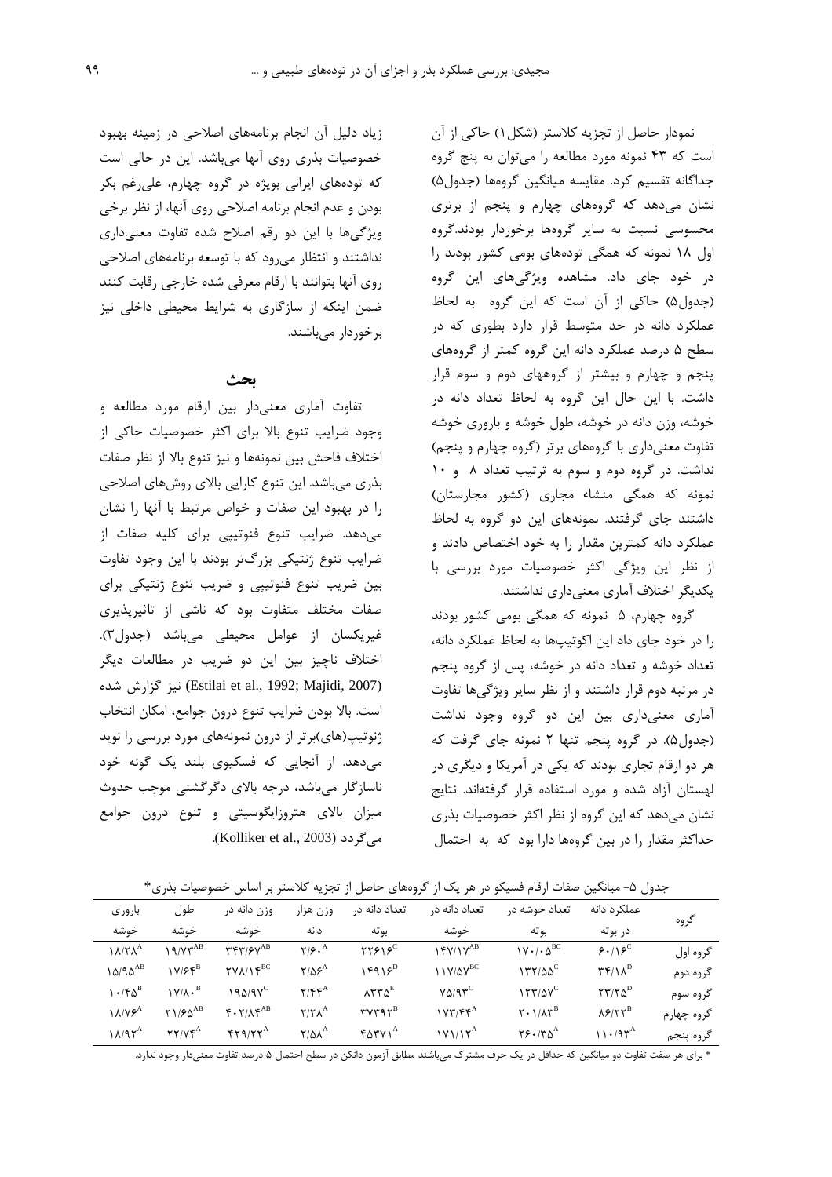نمودار حاصل از تجزیه کلاستر (شکل۱) حاکی از آن است که ۴۳ نمونه مورد مطالعه را می‌توان به پنج گروه جداگانه تقسیم کرد. مقایسه میانگین گروه‌ها (جدول۵) نشان می‌دهد که گروه‌های چهارم و پنجم از برتری محسوسی نسبت به سایر گروه‌ها برخوردار بودند.گروه اول ۱۸ نمونه که همگی توده‌های بومی کشور بودند را در خود جای داد. مشاهده ویژگی‌های این گروه (جدول۵) حاکی از آن است که این گروه به لحاظ عملکرد دانه در حد متوسط قرار دارد بطوری که در سطح ۵ درصد عملکرد دانه این گروه کمتر از گروه‌های پنجم و چهارم و بیشتر از گروههای دوم و سوم قرار داشت. با این حال این گروه به لحاظ تعداد دانه در خوشه، وزن دانه در خوشه، طول خوشه و باروری خوشه تفاوت معنی‌داری با گروه‌های برتر (گروه چهارم و پنجم) نداشت. در گروه دوم و سوم به ترتیب تعداد ۸ و ۱۰ نمونه که همگی منشاء مجاری (کشور مجارستان) داشتند جای گرفتند. نمونه‌های این دو گروه به لحاظ عملکرد دانه کمترین مقدار را به خود اختصاص دادند و از نظر این ویژگی اکثر خصوصیات مورد بررسی با یکدیگر اختلاف آماری معنی‌داری نداشتند.

گروه چهارم، ۵ نمونه که همگی بومی کشور بودند را در خود جای داد این اکوتیپ‌ها به لحاظ عملکرد دانه، تعداد خوشه و تعداد دانه در خوشه، پس از گروه پنجم در مرتبه دوم قرار داشتند و از نظر سایر ویژگی‌ها تفاوت آماری معنی‌داری بین این دو گروه وجود نداشت (جدول۵). در گروه پنجم تنها ۲ نمونه جای گرفت که هر دو ارقام تجاری بودند که یکی در آمریکا و دیگری در لهستان آزاد شده و مورد استفاده قرار گرفته‌اند. نتایج نشان می‌دهد که این گروه از نظر اکثر خصوصیات بذری حداکثر مقدار را در بین گروه‌ها دارا بود که به احتمال زیاد دلیل آن انجام برنامه‌های اصلاحی در زمینه بهبود خصوصیات بذری روی آنها می‌باشد. این در حالی است که توده‌های ایرانی بویژه در گروه چهارم، علی‌رغم بکر بودن و عدم انجام برنامه اصلاحی روی آنها، از نظر برخی ویژگی‌ها با این دو رقم اصلاح شده تفاوت معنی‌داری نداشتند و انتظار می‌رود که با توسعه برنامه‌های اصلاحی روی آنها بتوانند با ارقام معرفی شده خارجی رقابت کنند ضمن اینکه از سازگاری به شرایط محیطی داخلی نیز برخوردار می‌باشند.

## بحث

تفاوت آماری معنی‌دار بین ارقام مورد مطالعه و وجود ضرایب تنوع بالا برای اکثر خصوصیات حاکی از اختلاف فاحش بین نمونه‌ها و نیز تنوع بالا از نظر صفات بذری می‌باشد. این تنوع کارایی بالای روش‌های اصلاحی را در بهبود این صفات و خواص مرتبط با آنها را نشان می‌دهد. ضرایب تنوع فنوتیپی برای کلیه صفات از ضرایب تنوع ژنتیکی بزرگ‌تر بودند با این وجود تفاوت بین ضریب تنوع فنوتیپی و ضریب تنوع ژنتیکی برای صفات مختلف متفاوت بود که ناشی از تاثیرپذیری غیریکسان از عوامل محیطی می‌باشد (جدول۳). اختلاف ناچیز بین این دو ضریب در مطالعات دیگر (Estilai et al., 1992; Majidi, 2007) نیز گزارش شده است. بالا بودن ضرایب تنوع درون جوامع، امکان انتخاب ژنوتیپ(های)برتر از درون نمونه‌های مورد بررسی را نوید می‌دهد. از آنجایی که فسکیوی بلند یک گونه خود ناسازگار می‌باشد، درجه بالای دگرگشنی موجب حدوث میزان بالای هتروزایگوسیتی و تنوع درون جوامع می‌گردد (Kolliker et al., 2003).

جدول ۵- میانگین صفات ارقام فسکیو در هر یک از گروه‌های حاصل از تجزیه کلاستر بر اساس خصوصیات بذری*

| گروه | عملکرد دانه در بوته | تعداد خوشه در بوته | تعداد دانه در خوشه | تعداد دانه در بوته | وزن هزار دانه | وزن دانه در خوشه | طول خوشه | باروری خوشه |
|---|---|---|---|---|---|---|---|---|
| گروه اول | ۶۰/۱۶$^{C}$ | ۱۷۰/۰۵$^{BC}$ | ۱۴۷/۱۷$^{AB}$ | ۲۲۶۱۶$^{C}$ | ۲/۶۰$^{A}$ | ۳۴۳/۶۷$^{AB}$ | ۱۹/۷۳$^{AB}$ | ۱۸/۲۸$^{A}$ |
| گروه دوم | ۳۴/۱۸$^{D}$ | ۱۳۲/۵۵$^{C}$ | ۱۱۷/۵۷$^{BC}$ | ۱۴۹۱۶$^{D}$ | ۲/۵۶$^{A}$ | ۲۷۸/۱۴$^{BC}$ | ۱۷/۶۴$^{B}$ | ۱۵/۹۵$^{AB}$ |
| گروه سوم | ۲۳/۲۵$^{D}$ | ۱۲۳/۵۷$^{C}$ | ۷۵/۹۳$^{C}$ | ۸۳۳۵$^{E}$ | ۲/۴۴$^{A}$ | ۱۹۵/۹۷$^{C}$ | ۱۷/۸۰$^{B}$ | ۱۰/۴۵$^{B}$ |
| گروه چهارم | ۸۶/۲۲$^{B}$ | ۲۰۱/۸۳$^{B}$ | ۱۷۳/۴۴$^{A}$ | ۳۷۳۹۲$^{B}$ | ۲/۲۸$^{A}$ | ۴۰۲/۸۴$^{AB}$ | ۲۱/۶۵$^{AB}$ | ۱۸/۷۶$^{A}$ |
| گروه پنجم | ۱۱۰/۹۳$^{A}$ | ۲۶۰/۳۵$^{A}$ | ۱۷۱/۱۲$^{A}$ | ۴۵۳۷۱$^{A}$ | ۲/۵۸$^{A}$ | ۴۲۹/۲۲$^{A}$ | ۲۲/۷۴$^{A}$ | ۱۸/۹۲$^{A}$ |

* برای هر صفت تفاوت دو میانگین که حداقل در یک حرف مشترک می‌باشند مطابق آزمون دانکن در سطح احتمال ۵ درصد تفاوت معنی‌دار وجود ندارد.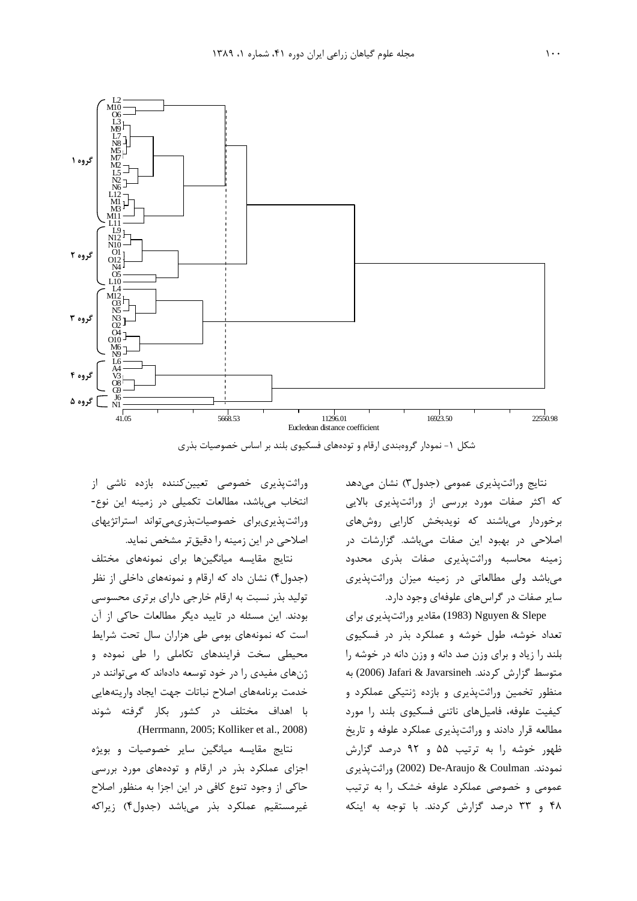شکل ۱- نمودار گروه‌بندی ارقام و توده‌های فسکیوی بلند بر اساس خصوصیات بذری

نتایج وراثت‌پذیری عمومی (جدول۳) نشان می‌دهد که اکثر صفات مورد بررسی از وراثت‌پذیری بالایی برخوردار می‌باشند که نویدبخش کارایی روش‌های اصلاحی در بهبود این صفات می‌باشد. گزارشات در زمینه محاسبه وراثت‌پذیری صفات بذری محدود می‌باشد ولی مطالعاتی در زمینه میزان وراثت‌پذیری سایر صفات در گراس‌های علوفه‌ای وجود دارد.

Nguyen & Slepe (1983) مقادیر وراثت‌پذیری برای تعداد خوشه، طول خوشه و عملکرد بذر در فسکیوی بلند را زیاد و برای وزن صد دانه و وزن دانه در خوشه را متوسط گزارش کردند. Jafari & Javarsineh (2006) به منظور تخمین وراثت‌پذیری و بازده ژنتیکی عملکرد و کیفیت علوفه، فامیل‌های ناتنی فسکیوی بلند را مورد مطالعه قرار دادند و وراثت‌پذیری عملکرد علوفه و تاریخ ظهور خوشه را به ترتیب ۵۵ و ۹۲ درصد گزارش نمودند. De-Araujo & Coulman (2002) وراثت‌پذیری عمومی و خصوصی عملکرد علوفه خشک را به ترتیب ۴۸ و ۳۳ درصد گزارش کردند. با توجه به اینکه وراثت‌پذیری خصوصی تعیین‌کننده بازده ناشی از انتخاب می‌باشد، مطالعات تکمیلی در زمینه این نوع- وراثت‌پذیری‌برای خصوصیات‌بذری‌می‌تواند استراتژیهای اصلاحی در این زمینه را دقیق‌تر مشخص نماید.

نتایج مقایسه میانگین‌ها برای نمونه‌های مختلف (جدول۴) نشان داد که ارقام و نمونه‌های داخلی از نظر تولید بذر نسبت به ارقام خارجی دارای برتری محسوسی بودند. این مسئله در تایید دیگر مطالعات حاکی از آن است که نمونه‌های بومی طی هزاران سال تحت شرایط محیطی سخت فرایندهای تکاملی را طی نموده و ژن‌های مفیدی را در خود توسعه داده‌اند که می‌توانند در خدمت برنامه‌های اصلاح نباتات جهت ایجاد واریته‌هایی با اهداف مختلف در کشور بکار گرفته شوند (Herrmann, 2005; Kolliker et al., 2008).

نتایج مقایسه میانگین سایر خصوصیات و بویژه اجزای عملکرد بذر در ارقام و توده‌های مورد بررسی حاکی از وجود تنوع کافی در این اجزا به منظور اصلاح غیرمستقیم عملکرد بذر می‌باشد (جدول۴) زیراکه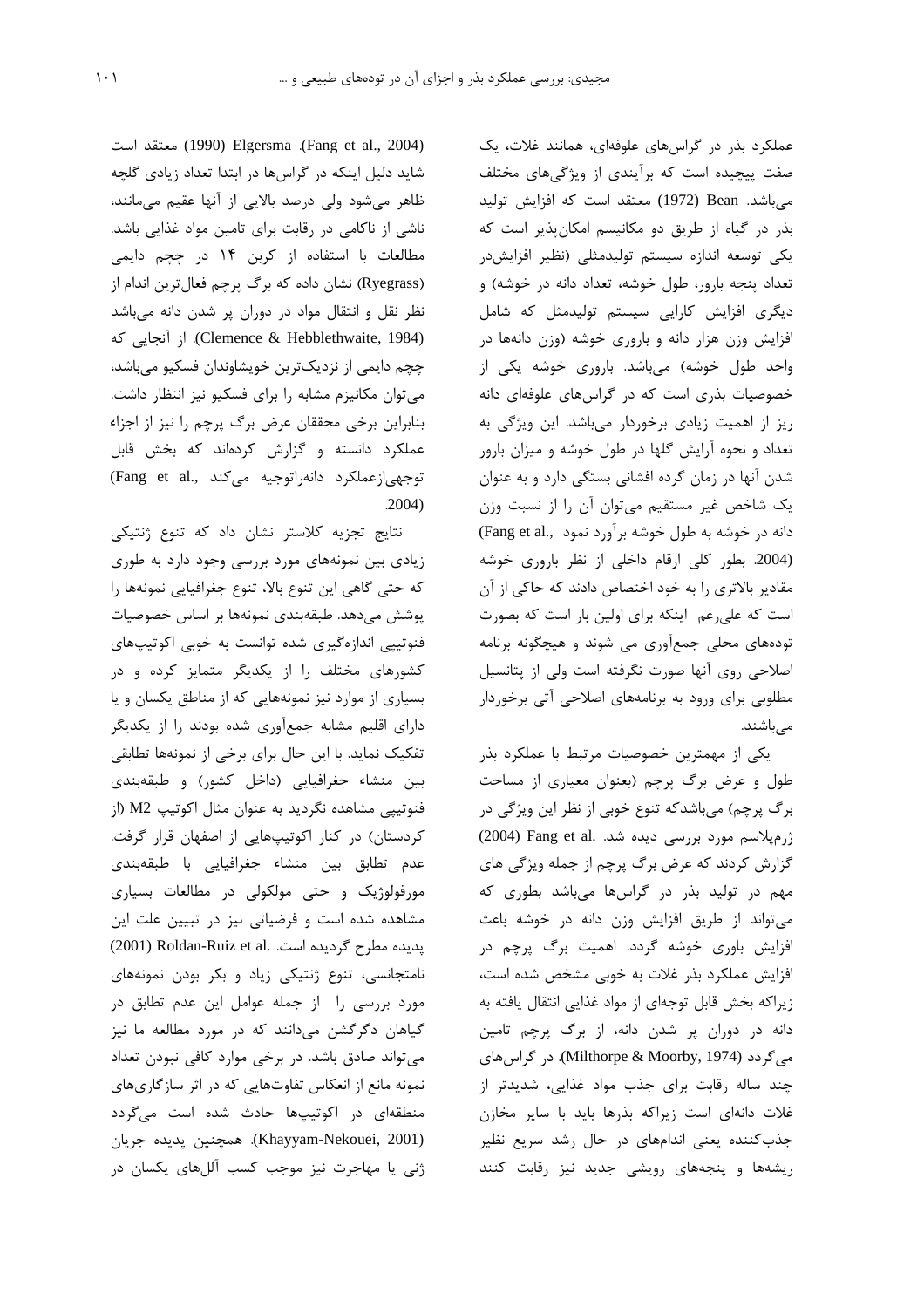عملکرد بذر در گراس‌های علوفه‌ای، همانند غلات، یک صفت پیچیده است که برآیندی از ویژگی‌های مختلف می‌باشد. Bean (1972) معتقد است که افزایش تولید بذر در گیاه از طریق دو مکانیسم امکان‌پذیر است که یکی توسعه اندازه سیستم تولیدمثلی (نظیر افزایش‌در تعداد پنجه بارور، طول خوشه، تعداد دانه در خوشه) و دیگری افزایش کارایی سیستم تولیدمثل که شامل افزایش وزن هزار دانه و باروری خوشه (وزن دانه‌ها در واحد طول خوشه) می‌باشد. باروری خوشه یکی از خصوصیات بذری است که در گراس‌های علوفه‌ای دانه ریز از اهمیت زیادی برخوردار می‌باشد. این ویژگی به تعداد و نحوه آرایش گلها در طول خوشه و میزان بارور شدن آنها در زمان گرده افشانی بستگی دارد و به عنوان یک شاخص غیر مستقیم می‌توان آن را از نسبت وزن دانه در خوشه به طول خوشه برآورد نمود (Fang et al., 2004). بطور کلی ارقام داخلی از نظر باروری خوشه مقادیر بالاتری را به خود اختصاص دادند که حاکی از آن است که علی‌رغم اینکه برای اولین بار است که بصورت توده‌های محلی جمع‌آوری می شوند و هیچگونه برنامه اصلاحی روی آنها صورت نگرفته است ولی از پتانسیل مطلوبی برای ورود به برنامه‌های اصلاحی آتی برخوردار می‌باشند.

یکی از مهمترین خصوصیات مرتبط با عملکرد بذر طول و عرض برگ پرچم (بعنوان معیاری از مساحت برگ پرچم) می‌باشدکه تنوع خوبی از نظر این ویژگی در ژرم‌پلاسم مورد بررسی دیده شد. Fang et al. (2004) گزارش کردند که عرض برگ پرچم از جمله ویژگی های مهم در تولید بذر در گراس‌ها می‌باشد بطوری که می‌تواند از طریق افزایش وزن دانه در خوشه باعث افزایش باوری خوشه گردد. اهمیت برگ پرچم در افزایش عملکرد بذر غلات به خوبی مشخص شده است، زیراکه بخش قابل توجه‌ای از مواد غذایی انتقال یافته به دانه در دوران پر شدن دانه، از برگ پرچم تامین می‌گردد (Milthorpe & Moorby, 1974). در گراس‌های چند ساله رقابت برای جذب مواد غذایی، شدیدتر از غلات دانه‌ای است زیراکه بذرها باید با سایر مخازن جذب‌کننده یعنی اندام‌های در حال رشد سریع نظیر ریشه‌ها و پنجه‌های رویشی جدید نیز رقابت کنند (Fang et al., 2004). Elgersma (1990) معتقد است شاید دلیل اینکه در گراس‌ها در ابتدا تعداد زیادی گلچه ظاهر می‌شود ولی درصد بالایی از آنها عقیم می‌مانند، ناشی از ناکامی در رقابت برای تامین مواد غذایی باشد. مطالعات با استفاده از کربن ۱۴ در چچم دایمی (Ryegrass) نشان داده که برگ پرچم فعال‌ترین اندام از نظر نقل و انتقال مواد در دوران پر شدن دانه می‌باشد (Clemence & Hebblethwaite, 1984). از آنجایی که چچم دایمی از نزدیک‌ترین خویشاوندان فسکیو می‌باشد، می‌توان مکانیزم مشابه را برای فسکیو نیز انتظار داشت. بنابراین برخی محققان عرض برگ پرچم را نیز از اجزاء عملکرد دانسته و گزارش کرده‌اند که بخش قابل توجهی‌ازعملکرد دانه‌راتوجیه می‌کند (Fang et al., 2004).

نتایج تجزیه کلاستر نشان داد که تنوع ژنتیکی زیادی بین نمونه‌های مورد بررسی وجود دارد به طوری که حتی گاهی این تنوع بالا، تنوع جغرافیایی نمونه‌ها را پوشش می‌دهد. طبقه‌بندی نمونه‌ها بر اساس خصوصیات فنوتیپی اندازه‌گیری شده توانست به خوبی اکوتیپ‌های کشورهای مختلف را از یکدیگر متمایز کرده و در بسیاری از موارد نیز نمونه‌هایی که از مناطق یکسان و یا دارای اقلیم مشابه جمع‌آوری شده بودند را از یکدیگر تفکیک نماید. با این حال برای برخی از نمونه‌ها تطابقی بین منشاء جغرافیایی (داخل کشور) و طبقه‌بندی فنوتیپی مشاهده نگردید به عنوان مثال اکوتیپ M2 (از کردستان) در کنار اکوتیپ‌هایی از اصفهان قرار گرفت. عدم تطابق بین منشاء جغرافیایی با طبقه‌بندی مورفولوژیک و حتی مولکولی در مطالعات بسیاری مشاهده شده است و فرضیاتی نیز در تبیین علت این پدیده مطرح گردیده است. Roldan-Ruiz et al. (2001) نامتجانسی، تنوع ژنتیکی زیاد و بکر بودن نمونه‌های مورد بررسی را از جمله عوامل این عدم تطابق در گیاهان دگرگشن می‌دانند که در مورد مطالعه ما نیز می‌تواند صادق باشد. در برخی موارد کافی نبودن تعداد نمونه مانع از انعکاس تفاوت‌هایی که در اثر سازگاری‌های منطقه‌ای در اکوتیپ‌ها حادث شده است می‌گردد (Khayyam-Nekouei, 2001). همچنین پدیده جریان ژنی یا مهاجرت نیز موجب کسب آلل‌های یکسان در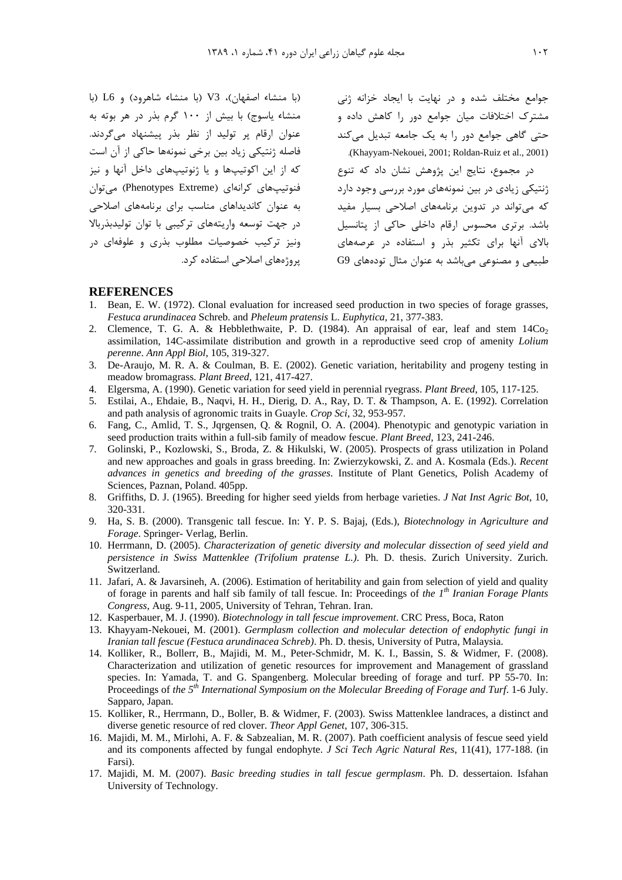جوامع مختلف شده و در نهایت با ایجاد خزانه ژنی مشترک اختلافات میان جوامع دور را کاهش داده و حتی گاهی جوامع دور را به یک جامعه تبدیل می‌کند (Khayyam-Nekouei, 2001; Roldan-Ruiz et al., 2001).

در مجموع، نتایج این پژوهش نشان داد که تنوع ژنتیکی زیادی در بین نمونه‌های مورد بررسی وجود دارد که می‌تواند در تدوین برنامه‌های اصلاحی بسیار مفید باشد. برتری محسوس ارقام داخلی حاکی از پتانسیل بالای آنها برای تکثیر بذر و استفاده در عرصه‌های طبیعی و مصنوعی می‌باشد به عنوان مثال توده‌های G9 (با منشاء اصفهان)، V3 (با منشاء شاهرود) و L6 (با منشاء یاسوج) با بیش از ۱۰۰ گرم بذر در هر بوته به عنوان ارقام پر تولید از نظر بذر پیشنهاد می‌گردند. فاصله ژنتیکی زیاد بین برخی نمونه‌ها حاکی از آن است که از این اکوتیپ‌ها و یا ژنوتیپ‌های داخل آنها و نیز فنوتیپ‌های کرانه‌ای (Phenotypes Extreme) می‌توان به عنوان کاندیداهای مناسب برای برنامه‌های اصلاحی در جهت توسعه واریته‌های ترکیبی با توان تولیدبذربالا ونیز ترکیب خصوصیات مطلوب بذری و علوفه‌ای در پروژه‌های اصلاحی استفاده کرد.

## REFERENCES

1. Bean, E. W. (1972). Clonal evaluation for increased seed production in two species of forage grasses, *Festuca arundinacea* Schreb. and *Pheleum pratensis* L. *Euphytica*, 21, 377-383.
2. Clemence, T. G. A. & Hebblethwaite, P. D. (1984). An appraisal of ear, leaf and stem $14Co_2$ assimilation, 14C-assimilate distribution and growth in a reproductive seed crop of amenity *Lolium perenne*. *Ann Appl Biol*, 105, 319-327.
3. De-Araujo, M. R. A. & Coulman, B. E. (2002). Genetic variation, heritability and progeny testing in meadow bromagrass. *Plant Breed*, 121, 417-427.
4. Elgersma, A. (1990). Genetic variation for seed yield in perennial ryegrass. *Plant Breed*, 105, 117-125.
5. Estilai, A., Ehdaie, B., Naqvi, H. H., Dierig, D. A., Ray, D. T. & Thampson, A. E. (1992). Correlation and path analysis of agronomic traits in Guayle. *Crop Sci*, 32, 953-957.
6. Fang, C., Amlid, T. S., Jqrgensen, Q. & Rognil, O. A. (2004). Phenotypic and genotypic variation in seed production traits within a full-sib family of meadow fescue. *Plant Breed*, 123, 241-246.
7. Golinski, P., Kozlowski, S., Broda, Z. & Hikulski, W. (2005). Prospects of grass utilization in Poland and new approaches and goals in grass breeding. In: Zwierzykowski, Z. and A. Kosmala (Eds.). *Recent advances in genetics and breeding of the grasses.* Institute of Plant Genetics, Polish Academy of Sciences, Paznan, Poland. 405pp.
8. Griffiths, D. J. (1965). Breeding for higher seed yields from herbage varieties. *J Nat Inst Agric Bot*, 10, 320-331.
9. Ha, S. B. (2000). Transgenic tall fescue. In: Y. P. S. Bajaj, (Eds.), *Biotechnology in Agriculture and Forage*. Springer- Verlag, Berlin.
10. Herrmann, D. (2005). *Characterization of genetic diversity and molecular dissection of seed yield and persistence in Swiss Mattenklee (Trifolium pratense L.)*. Ph. D. thesis. Zurich University. Zurich. Switzerland.
11. Jafari, A. & Javarsineh, A. (2006). Estimation of heritability and gain from selection of yield and quality of forage in parents and half sib family of tall fescue. In: Proceedings of *the 1th Iranian Forage Plants Congress*, Aug. 9-11, 2005, University of Tehran, Tehran. Iran.
12. Kasperbauer, M. J. (1990). *Biotechnology in tall fescue improvement*. CRC Press, Boca, Raton
13. Khayyam-Nekouei, M. (2001). *Germplasm collection and molecular detection of endophytic fungi in Iranian tall fescue (Festuca arundinacea Schreb)*. Ph. D. thesis, University of Putra, Malaysia.
14. Kolliker, R., Bollerr, B., Majidi, M. M., Peter-Schmidr, M. K. I., Bassin, S. & Widmer, F. (2008). Characterization and utilization of genetic resources for improvement and Management of grassland species. In: Yamada, T. and G. Spangenberg. Molecular breeding of forage and turf. PP 55-70. In: Proceedings of *the 5th International Symposium on the Molecular Breeding of Forage and Turf*. 1-6 July. Sapparo, Japan.
15. Kolliker, R., Herrmann, D., Boller, B. & Widmer, F. (2003). Swiss Mattenklee landraces, a distinct and diverse genetic resource of red clover. *Theor Appl Genet*, 107, 306-315.
16. Majidi, M. M., Mirlohi, A. F. & Sabzealian, M. R. (2007). Path coefficient analysis of fescue seed yield and its components affected by fungal endophyte. *J Sci Tech Agric Natural Res*, 11(41), 177-188. (in Farsi).
17. Majidi, M. M. (2007). *Basic breeding studies in tall fescue germplasm*. Ph. D. dessertaion. Isfahan University of Technology.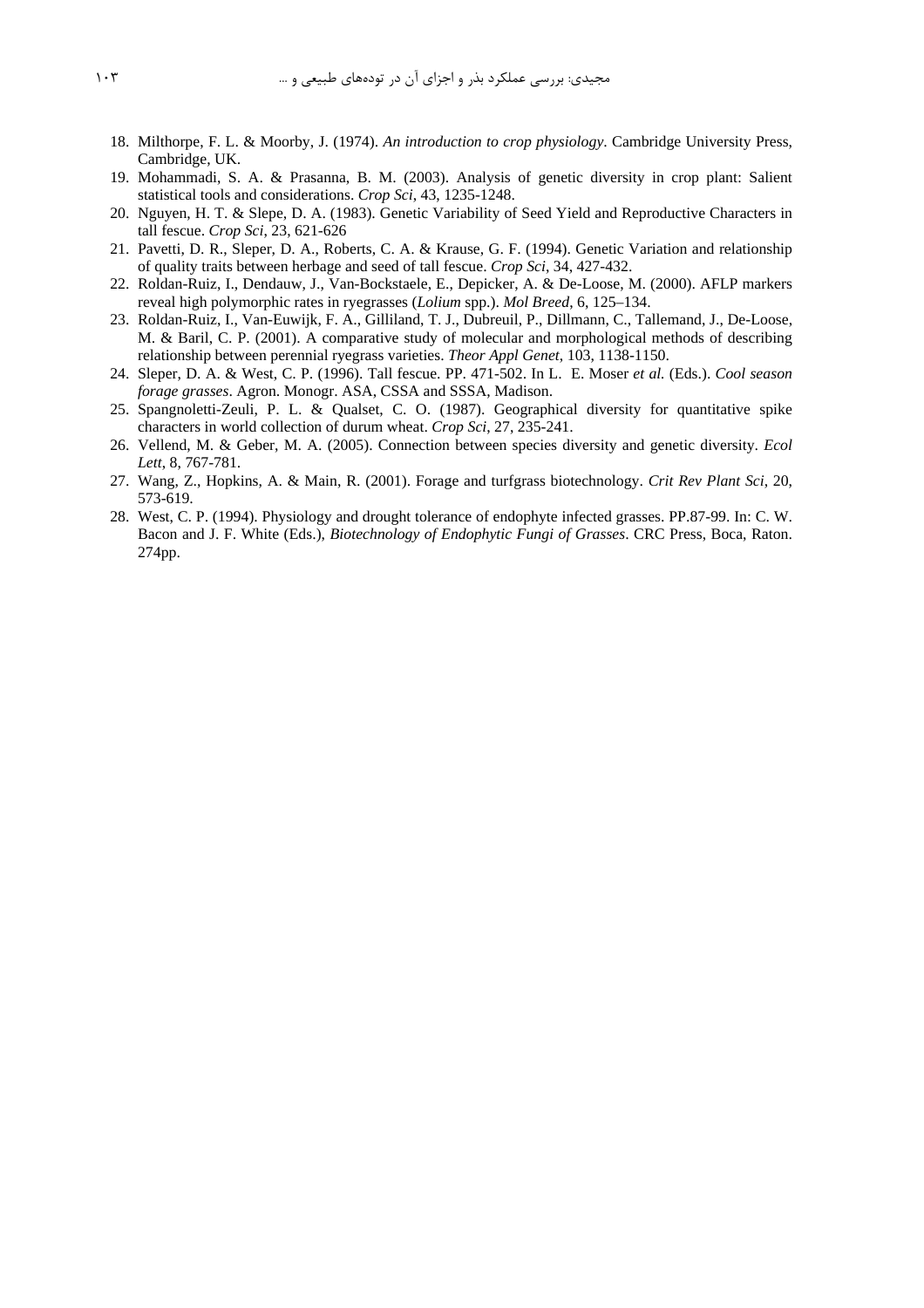18. Milthorpe, F. L. & Moorby, J. (1974). *An introduction to crop physiology*. Cambridge University Press, Cambridge, UK.
19. Mohammadi, S. A. & Prasanna, B. M. (2003). Analysis of genetic diversity in crop plant: Salient statistical tools and considerations. *Crop Sci*, 43, 1235-1248.
20. Nguyen, H. T. & Slepe, D. A. (1983). Genetic Variability of Seed Yield and Reproductive Characters in tall fescue. *Crop Sci*, 23, 621-626
21. Pavetti, D. R., Sleper, D. A., Roberts, C. A. & Krause, G. F. (1994). Genetic Variation and relationship of quality traits between herbage and seed of tall fescue. *Crop Sci*, 34, 427-432.
22. Roldan-Ruiz, I., Dendauw, J., Van-Bockstaele, E., Depicker, A. & De-Loose, M. (2000). AFLP markers reveal high polymorphic rates in ryegrasses (*Lolium* spp.). *Mol Breed*, 6, 125–134.
23. Roldan-Ruiz, I., Van-Euwijk, F. A., Gilliland, T. J., Dubreuil, P., Dillmann, C., Tallemand, J., De-Loose, M. & Baril, C. P. (2001). A comparative study of molecular and morphological methods of describing relationship between perennial ryegrass varieties. *Theor Appl Genet*, 103, 1138-1150.
24. Sleper, D. A. & West, C. P. (1996). Tall fescue. PP. 471-502. In L. E. Moser *et al.* (Eds.). *Cool season forage grasses*. Agron. Monogr. ASA, CSSA and SSSA, Madison.
25. Spangnoletti-Zeuli, P. L. & Qualset, C. O. (1987). Geographical diversity for quantitative spike characters in world collection of durum wheat. *Crop Sci*, 27, 235-241.
26. Vellend, M. & Geber, M. A. (2005). Connection between species diversity and genetic diversity. *Ecol Lett*, 8, 767-781.
27. Wang, Z., Hopkins, A. & Main, R. (2001). Forage and turfgrass biotechnology. *Crit Rev Plant Sci*, 20, 573-619.
28. West, C. P. (1994). Physiology and drought tolerance of endophyte infected grasses. PP.87-99. In: C. W. Bacon and J. F. White (Eds.), *Biotechnology of Endophytic Fungi of Grasses*. CRC Press, Boca, Raton. 274pp.